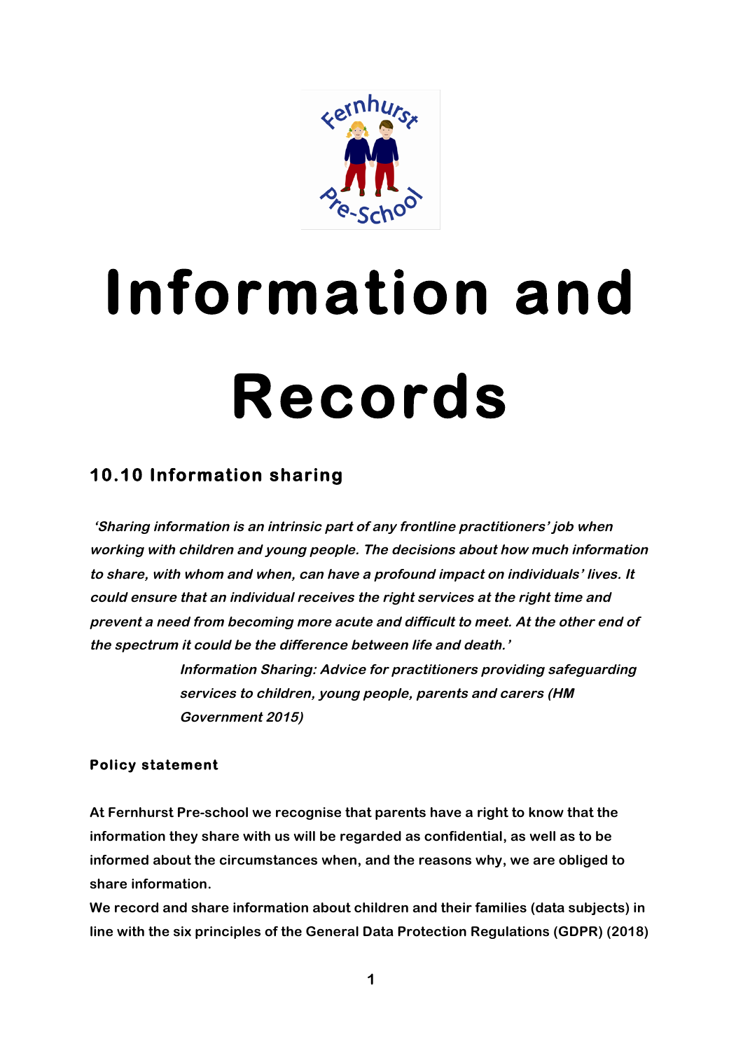# Information and Records

## 10.10 Information sharing

*'Sharing information is an intrinsic part of any frontline practitioners' job when working with children and young people. The decisions about how much information to share, with whom and when, can have a profound impact on individuals' lives. It could ensure that an individual receives the right services at the right time and prevent a need from becoming more acute and difficult to meet. At the other end of the spectrum it could be the difference between life and death.'*

*Information Sharing: Advice for practitioners providing safeguarding services to children, young people, parents and carers (HM Government 2015)*

### Policy statement

At Fernhurst Pre-school we recognise that parents have a right to know that the information they share with us will be regarded as confidential, as well as to be informed about the circumstances when, and the reasons why, we are obliged to share information.

We record and share information about children and their families (data subjects) in line with the six principles of the General Data Protection Regulations (GDPR) (2018)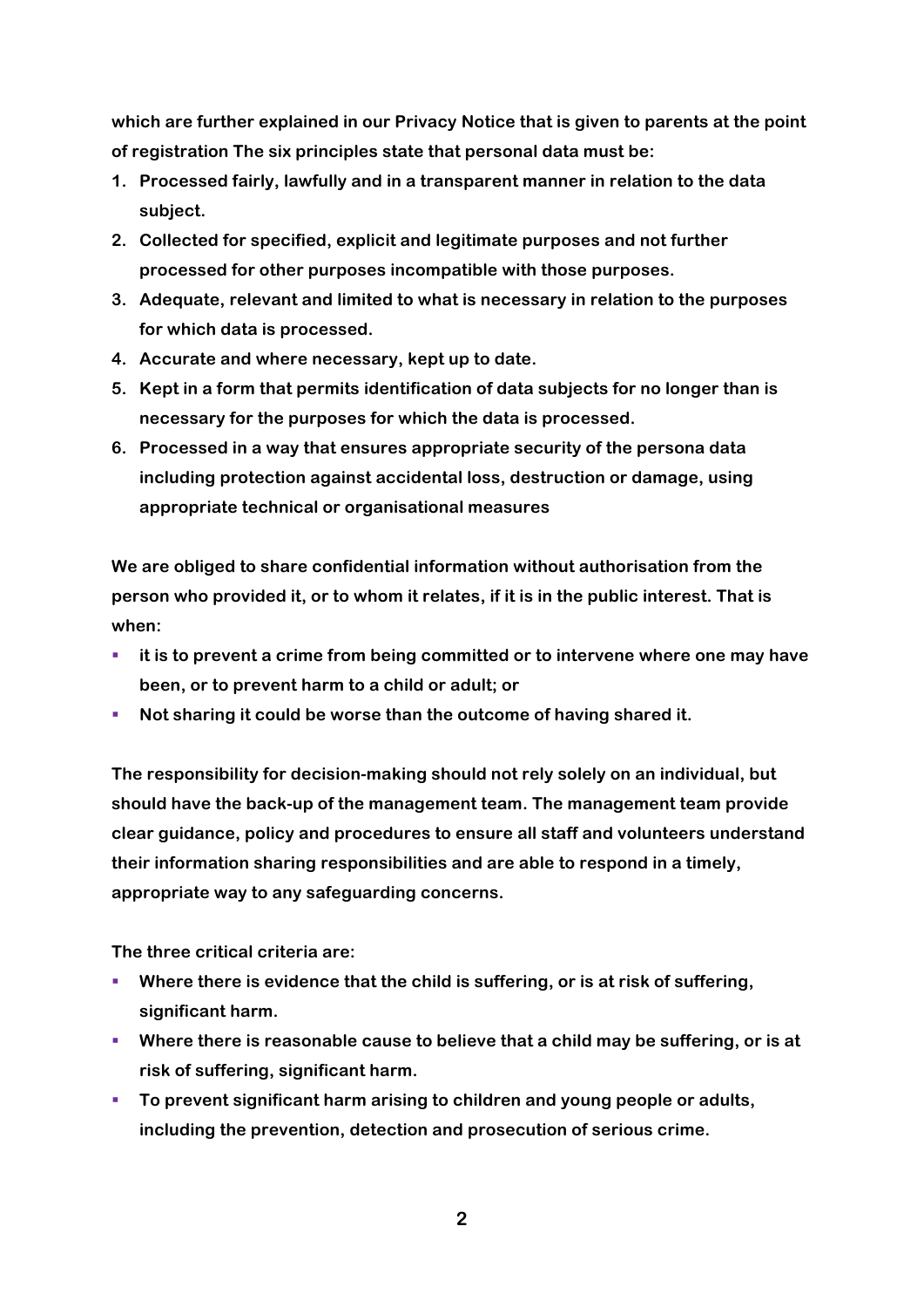**which are further explained in our Privacy Notice that is given to parents at the point of registration The six principles state that personal data must be:**

1. **Processed fairly, lawfully and in a transparent manner in relation to the data subject.**
2. **Collected for specified, explicit and legitimate purposes and not further processed for other purposes incompatible with those purposes.**
3. **Adequate, relevant and limited to what is necessary in relation to the purposes for which data is processed.**
4. **Accurate and where necessary, kept up to date.**
5. **Kept in a form that permits identification of data subjects for no longer than is necessary for the purposes for which the data is processed.**
6. **Processed in a way that ensures appropriate security of the persona data including protection against accidental loss, destruction or damage, using appropriate technical or organisational measures**

**We are obliged to share confidential information without authorisation from the person who provided it, or to whom it relates, if it is in the public interest. That is when:**

- **it is to prevent a crime from being committed or to intervene where one may have been, or to prevent harm to a child or adult; or**
- **Not sharing it could be worse than the outcome of having shared it.**

**The responsibility for decision-making should not rely solely on an individual, but should have the back-up of the management team. The management team provide clear guidance, policy and procedures to ensure all staff and volunteers understand their information sharing responsibilities and are able to respond in a timely, appropriate way to any safeguarding concerns.**

**The three critical criteria are:**

- **Where there is evidence that the child is suffering, or is at risk of suffering, significant harm.**
- **Where there is reasonable cause to believe that a child may be suffering, or is at risk of suffering, significant harm.**
- **To prevent significant harm arising to children and young people or adults, including the prevention, detection and prosecution of serious crime.**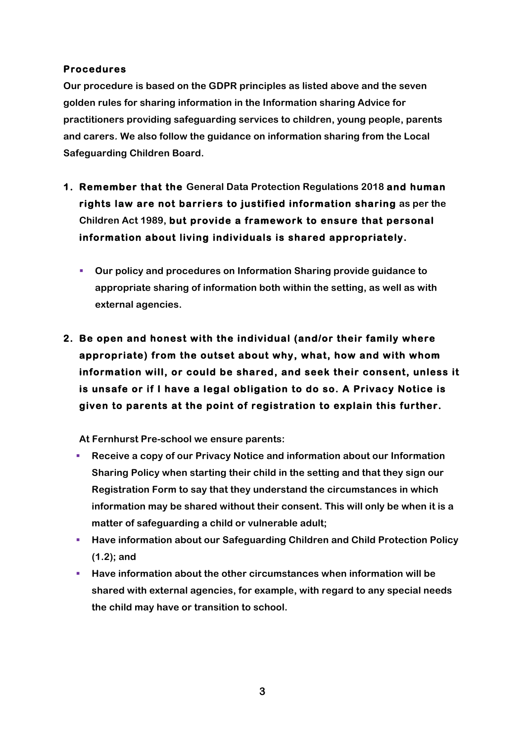**Procedures**

Our procedure is based on the GDPR principles as listed above and the seven golden rules for sharing information in the Information sharing Advice for practitioners providing safeguarding services to children, young people, parents and carers. We also follow the guidance on information sharing from the Local Safeguarding Children Board.

1. **Remember that the** General Data Protection Regulations 2018 **and human rights law are not barriers to justified information sharing** as per the Children Act 1989, **but provide a framework to ensure that personal information about living individuals is shared appropriately.**

   - Our policy and procedures on Information Sharing provide guidance to appropriate sharing of information both within the setting, as well as with external agencies.

2. **Be open and honest with the individual (and/or their family where appropriate) from the outset about why, what, how and with whom information will, or could be shared, and seek their consent, unless it is unsafe or if I have a legal obligation to do so. A Privacy Notice is given to parents at the point of registration to explain this further.**

   At Fernhurst Pre-school we ensure parents:

   - Receive a copy of our Privacy Notice and information about our Information Sharing Policy when starting their child in the setting and that they sign our Registration Form to say that they understand the circumstances in which information may be shared without their consent. This will only be when it is a matter of safeguarding a child or vulnerable adult;
   - Have information about our Safeguarding Children and Child Protection Policy (1.2); and
   - Have information about the other circumstances when information will be shared with external agencies, for example, with regard to any special needs the child may have or transition to school.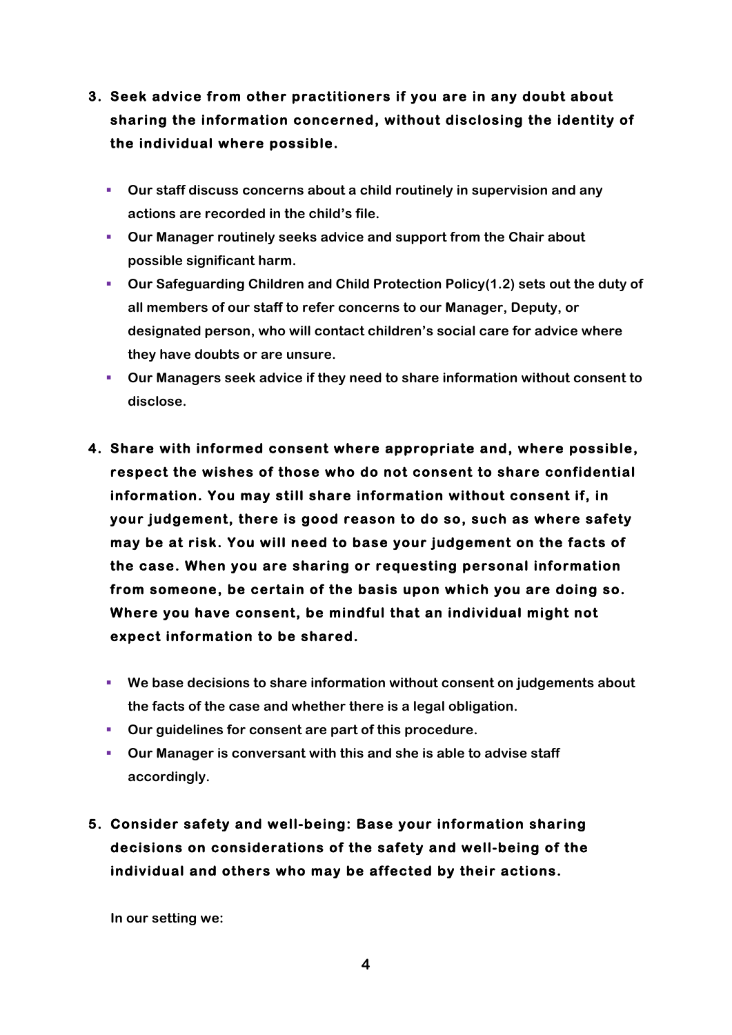3. **Seek advice from other practitioners if you are in any doubt about sharing the information concerned, without disclosing the identity of the individual where possible.**

   - Our staff discuss concerns about a child routinely in supervision and any actions are recorded in the child's file.
   - Our Manager routinely seeks advice and support from the Chair about possible significant harm.
   - Our Safeguarding Children and Child Protection Policy(1.2) sets out the duty of all members of our staff to refer concerns to our Manager, Deputy, or designated person, who will contact children's social care for advice where they have doubts or are unsure.
   - Our Managers seek advice if they need to share information without consent to disclose.

4. **Share with informed consent where appropriate and, where possible, respect the wishes of those who do not consent to share confidential information. You may still share information without consent if, in your judgement, there is good reason to do so, such as where safety may be at risk. You will need to base your judgement on the facts of the case. When you are sharing or requesting personal information from someone, be certain of the basis upon which you are doing so. Where you have consent, be mindful that an individual might not expect information to be shared.**

   - We base decisions to share information without consent on judgements about the facts of the case and whether there is a legal obligation.
   - Our guidelines for consent are part of this procedure.
   - Our Manager is conversant with this and she is able to advise staff accordingly.

5. **Consider safety and well-being: Base your information sharing decisions on considerations of the safety and well-being of the individual and others who may be affected by their actions.**

   In our setting we: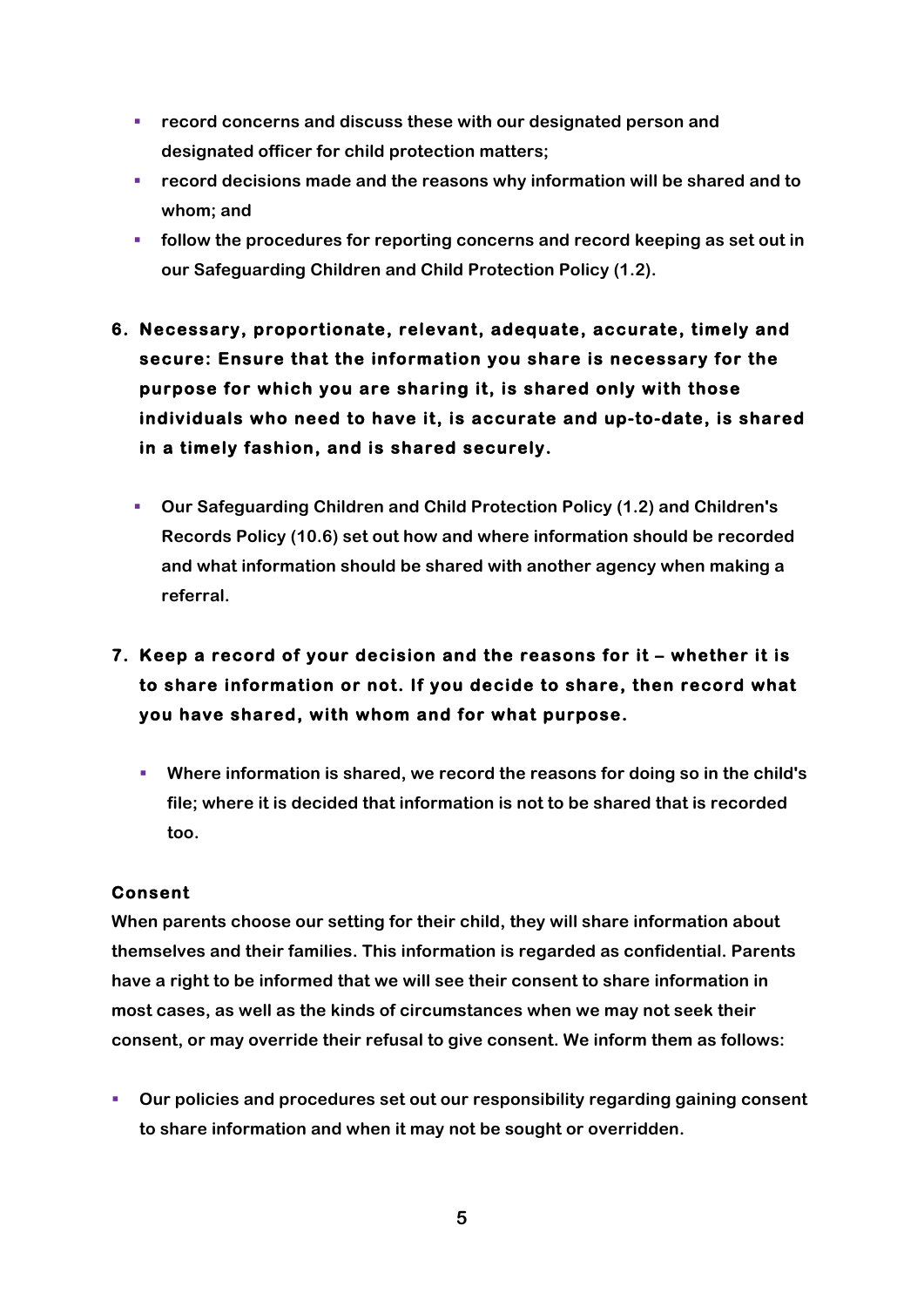- **record concerns and discuss these with our designated person and designated officer for child protection matters;**
- **record decisions made and the reasons why information will be shared and to whom; and**
- **follow the procedures for reporting concerns and record keeping as set out in our Safeguarding Children and Child Protection Policy (1.2).**

6. **Necessary, proportionate, relevant, adequate, accurate, timely and secure: Ensure that the information you share is necessary for the purpose for which you are sharing it, is shared only with those individuals who need to have it, is accurate and up-to-date, is shared in a timely fashion, and is shared securely.**

   - **Our Safeguarding Children and Child Protection Policy (1.2) and Children's Records Policy (10.6) set out how and where information should be recorded and what information should be shared with another agency when making a referral.**

7. **Keep a record of your decision and the reasons for it – whether it is to share information or not. If you decide to share, then record what you have shared, with whom and for what purpose.**

   - **Where information is shared, we record the reasons for doing so in the child's file; where it is decided that information is not to be shared that is recorded too.**

**Consent**

**When parents choose our setting for their child, they will share information about themselves and their families. This information is regarded as confidential. Parents have a right to be informed that we will see their consent to share information in most cases, as well as the kinds of circumstances when we may not seek their consent, or may override their refusal to give consent. We inform them as follows:**

- **Our policies and procedures set out our responsibility regarding gaining consent to share information and when it may not be sought or overridden.**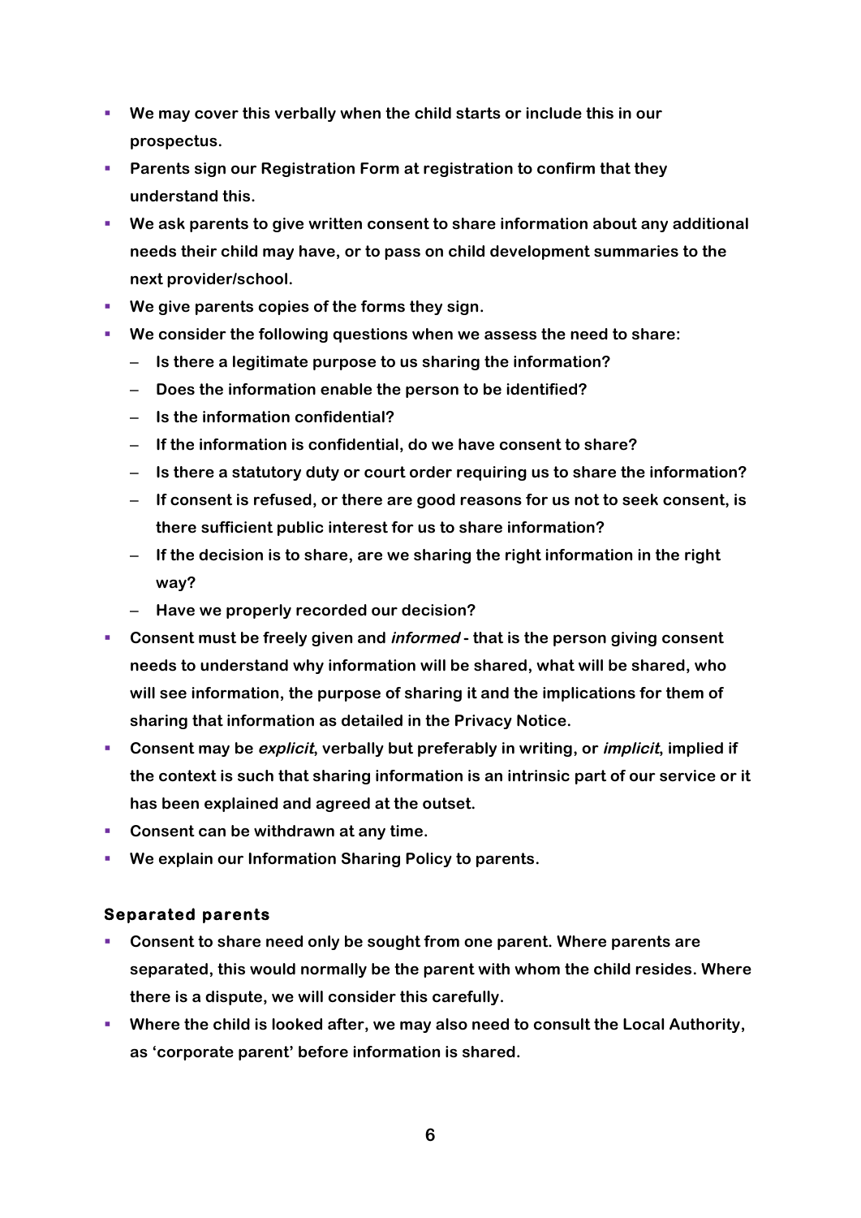- **We may cover this verbally when the child starts or include this in our prospectus.**
- **Parents sign our Registration Form at registration to confirm that they understand this.**
- **We ask parents to give written consent to share information about any additional needs their child may have, or to pass on child development summaries to the next provider/school.**
- **We give parents copies of the forms they sign.**
- **We consider the following questions when we assess the need to share:**
  - **Is there a legitimate purpose to us sharing the information?**
  - **Does the information enable the person to be identified?**
  - **Is the information confidential?**
  - **If the information is confidential, do we have consent to share?**
  - **Is there a statutory duty or court order requiring us to share the information?**
  - **If consent is refused, or there are good reasons for us not to seek consent, is there sufficient public interest for us to share information?**
  - **If the decision is to share, are we sharing the right information in the right way?**
  - **Have we properly recorded our decision?**
- **Consent must be freely given and *informed* - that is the person giving consent needs to understand why information will be shared, what will be shared, who will see information, the purpose of sharing it and the implications for them of sharing that information as detailed in the Privacy Notice.**
- **Consent may be *explicit*, verbally but preferably in writing, or *implicit*, implied if the context is such that sharing information is an intrinsic part of our service or it has been explained and agreed at the outset.**
- **Consent can be withdrawn at any time.**
- **We explain our Information Sharing Policy to parents.**

### Separated parents

- **Consent to share need only be sought from one parent. Where parents are separated, this would normally be the parent with whom the child resides. Where there is a dispute, we will consider this carefully.**
- **Where the child is looked after, we may also need to consult the Local Authority, as 'corporate parent' before information is shared.**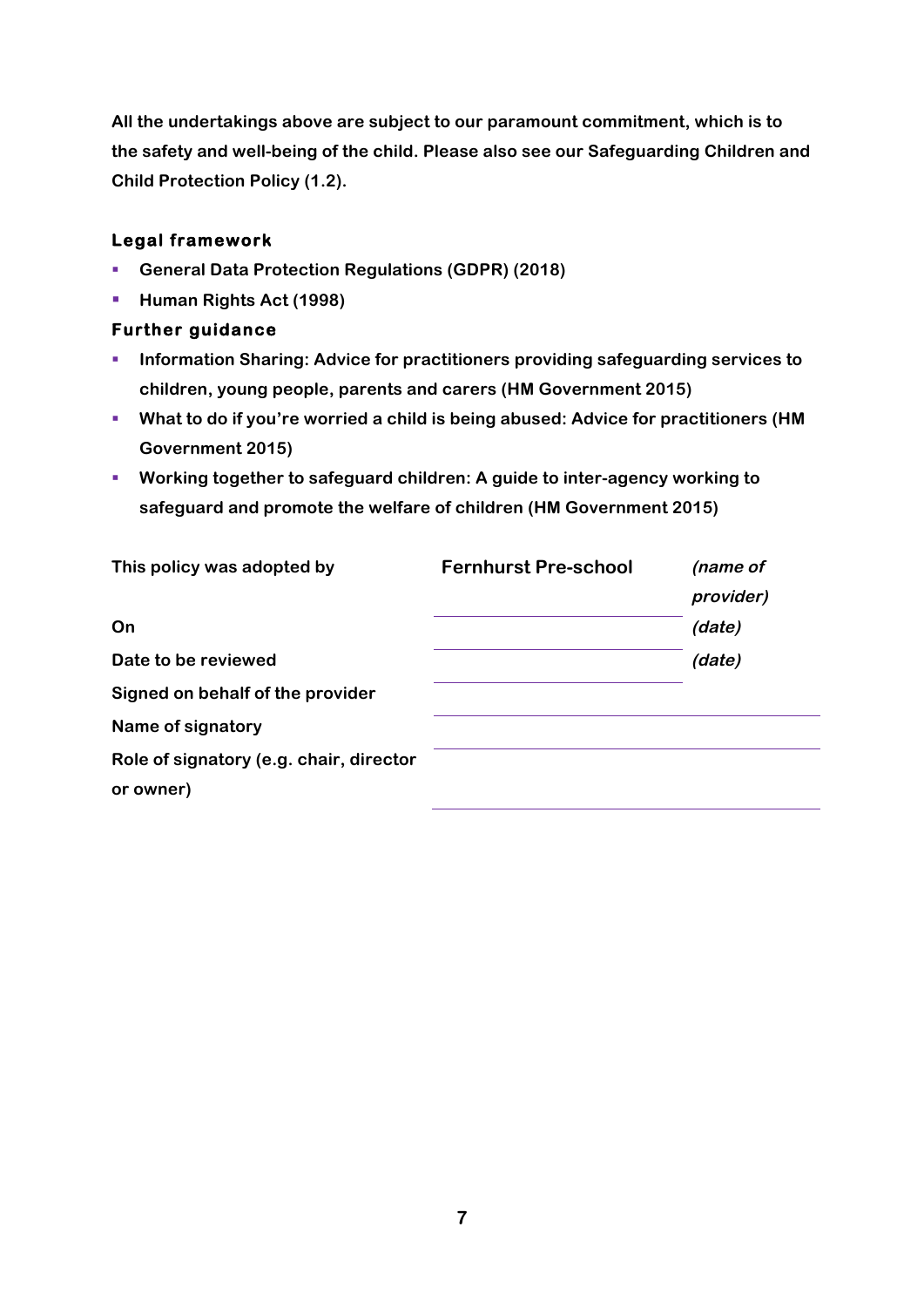**All the undertakings above are subject to our paramount commitment, which is to the safety and well-being of the child. Please also see our Safeguarding Children and Child Protection Policy (1.2).**

### Legal framework

- **General Data Protection Regulations (GDPR) (2018)**
- **Human Rights Act (1998)**

### Further guidance

- **Information Sharing: Advice for practitioners providing safeguarding services to children, young people, parents and carers (HM Government 2015)**
- **What to do if you're worried a child is being abused: Advice for practitioners (HM Government 2015)**
- **Working together to safeguard children: A guide to inter-agency working to safeguard and promote the welfare of children (HM Government 2015)**

| | | |
|---|---|---|
| **This policy was adopted by** | **Fernhurst Pre-school** | *(name of provider)* |
| **On** | | *(date)* |
| **Date to be reviewed** | | *(date)* |
| **Signed on behalf of the provider** | | |
| **Name of signatory** | | |
| **Role of signatory (e.g. chair, director or owner)** | | |